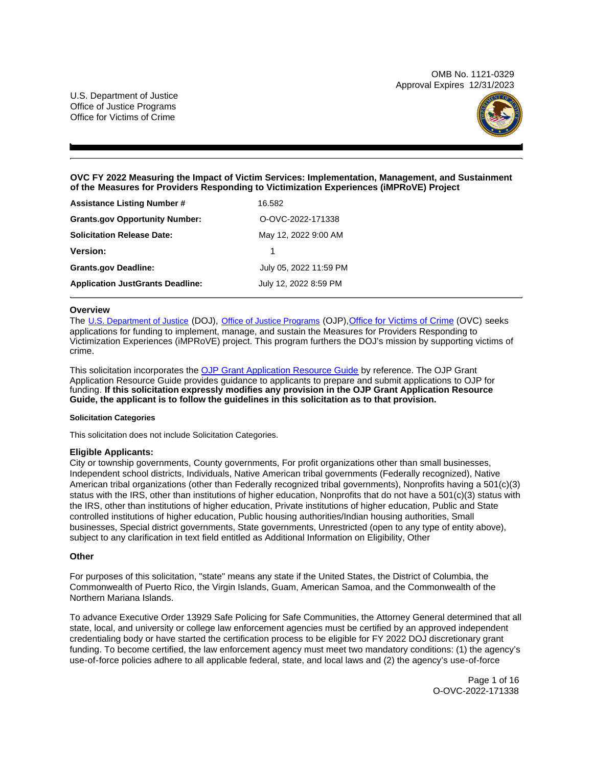OMB No. 1121-0329
Approval Expires 12/31/2023

U.S. Department of Justice
Office of Justice Programs
Office for Victims of Crime

**OVC FY 2022 Measuring the Impact of Victim Services: Implementation, Management, and Sustainment of the Measures for Providers Responding to Victimization Experiences (iMPRoVE) Project**

| | |
|---|---|
| **Assistance Listing Number #** | 16.582 |
| **Grants.gov Opportunity Number:** | O-OVC-2022-171338 |
| **Solicitation Release Date:** | May 12, 2022 9:00 AM |
| **Version:** | 1 |
| **Grants.gov Deadline:** | July 05, 2022 11:59 PM |
| **Application JustGrants Deadline:** | July 12, 2022 8:59 PM |

### Overview

The U.S. Department of Justice (DOJ), Office of Justice Programs (OJP), Office for Victims of Crime (OVC) seeks applications for funding to implement, manage, and sustain the Measures for Providers Responding to Victimization Experiences (iMPRoVE) project. This program furthers the DOJ's mission by supporting victims of crime.

This solicitation incorporates the OJP Grant Application Resource Guide by reference. The OJP Grant Application Resource Guide provides guidance to applicants to prepare and submit applications to OJP for funding. **If this solicitation expressly modifies any provision in the OJP Grant Application Resource Guide, the applicant is to follow the guidelines in this solicitation as to that provision.**

#### Solicitation Categories

This solicitation does not include Solicitation Categories.

### Eligible Applicants:

City or township governments, County governments, For profit organizations other than small businesses, Independent school districts, Individuals, Native American tribal governments (Federally recognized), Native American tribal organizations (other than Federally recognized tribal governments), Nonprofits having a 501(c)(3) status with the IRS, other than institutions of higher education, Nonprofits that do not have a 501(c)(3) status with the IRS, other than institutions of higher education, Private institutions of higher education, Public and State controlled institutions of higher education, Public housing authorities/Indian housing authorities, Small businesses, Special district governments, State governments, Unrestricted (open to any type of entity above), subject to any clarification in text field entitled as Additional Information on Eligibility, Other

### Other

For purposes of this solicitation, "state" means any state if the United States, the District of Columbia, the Commonwealth of Puerto Rico, the Virgin Islands, Guam, American Samoa, and the Commonwealth of the Northern Mariana Islands.

To advance Executive Order 13929 Safe Policing for Safe Communities, the Attorney General determined that all state, local, and university or college law enforcement agencies must be certified by an approved independent credentialing body or have started the certification process to be eligible for FY 2022 DOJ discretionary grant funding. To become certified, the law enforcement agency must meet two mandatory conditions: (1) the agency's use-of-force policies adhere to all applicable federal, state, and local laws and (2) the agency's use-of-force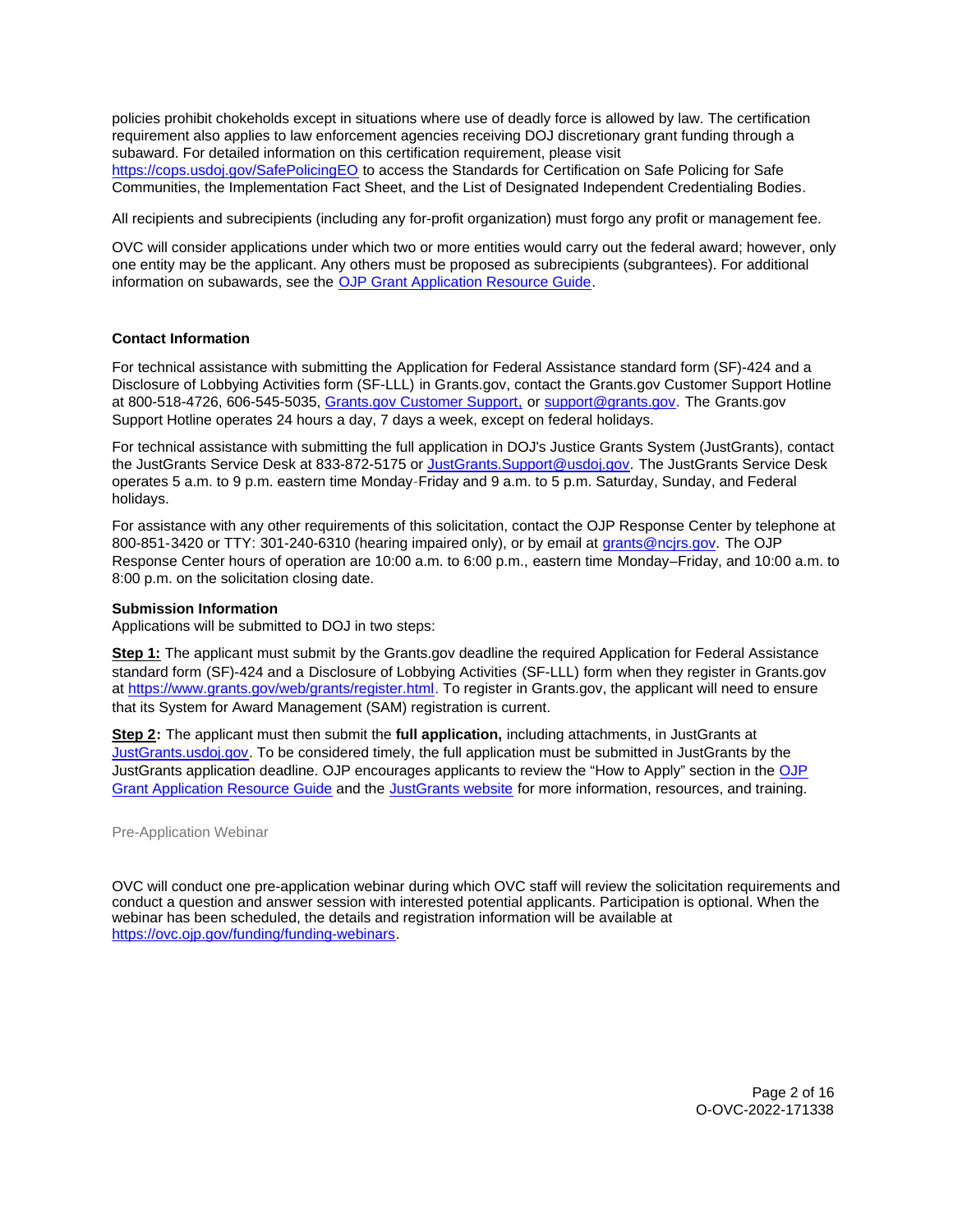policies prohibit chokeholds except in situations where use of deadly force is allowed by law. The certification requirement also applies to law enforcement agencies receiving DOJ discretionary grant funding through a subaward. For detailed information on this certification requirement, please visit [https://cops.usdoj.gov/SafePolicingEO](https://cops.usdoj.gov/SafePolicingEO) to access the Standards for Certification on Safe Policing for Safe Communities, the Implementation Fact Sheet, and the List of Designated Independent Credentialing Bodies.

All recipients and subrecipients (including any for-profit organization) must forgo any profit or management fee.

OVC will consider applications under which two or more entities would carry out the federal award; however, only one entity may be the applicant. Any others must be proposed as subrecipients (subgrantees). For additional information on subawards, see the OJP Grant Application Resource Guide.

**Contact Information**

For technical assistance with submitting the Application for Federal Assistance standard form (SF)-424 and a Disclosure of Lobbying Activities form (SF-LLL) in Grants.gov, contact the Grants.gov Customer Support Hotline at 800-518-4726, 606-545-5035, Grants.gov Customer Support, or support@grants.gov. The Grants.gov Support Hotline operates 24 hours a day, 7 days a week, except on federal holidays.

For technical assistance with submitting the full application in DOJ's Justice Grants System (JustGrants), contact the JustGrants Service Desk at 833-872-5175 or JustGrants.Support@usdoj.gov. The JustGrants Service Desk operates 5 a.m. to 9 p.m. eastern time Monday-Friday and 9 a.m. to 5 p.m. Saturday, Sunday, and Federal holidays.

For assistance with any other requirements of this solicitation, contact the OJP Response Center by telephone at 800-851-3420 or TTY: 301-240-6310 (hearing impaired only), or by email at grants@ncjrs.gov. The OJP Response Center hours of operation are 10:00 a.m. to 6:00 p.m., eastern time Monday–Friday, and 10:00 a.m. to 8:00 p.m. on the solicitation closing date.

**Submission Information**

Applications will be submitted to DOJ in two steps:

**Step 1:** The applicant must submit by the Grants.gov deadline the required Application for Federal Assistance standard form (SF)-424 and a Disclosure of Lobbying Activities (SF-LLL) form when they register in Grants.gov at [https://www.grants.gov/web/grants/register.html](https://www.grants.gov/web/grants/register.html). To register in Grants.gov, the applicant will need to ensure that its System for Award Management (SAM) registration is current.

**Step 2:** The applicant must then submit the **full application,** including attachments, in JustGrants at JustGrants.usdoj.gov. To be considered timely, the full application must be submitted in JustGrants by the JustGrants application deadline. OJP encourages applicants to review the "How to Apply" section in the OJP Grant Application Resource Guide and the JustGrants website for more information, resources, and training.

Pre-Application Webinar

OVC will conduct one pre-application webinar during which OVC staff will review the solicitation requirements and conduct a question and answer session with interested potential applicants. Participation is optional. When the webinar has been scheduled, the details and registration information will be available at [https://ovc.ojp.gov/funding/funding-webinars](https://ovc.ojp.gov/funding/funding-webinars).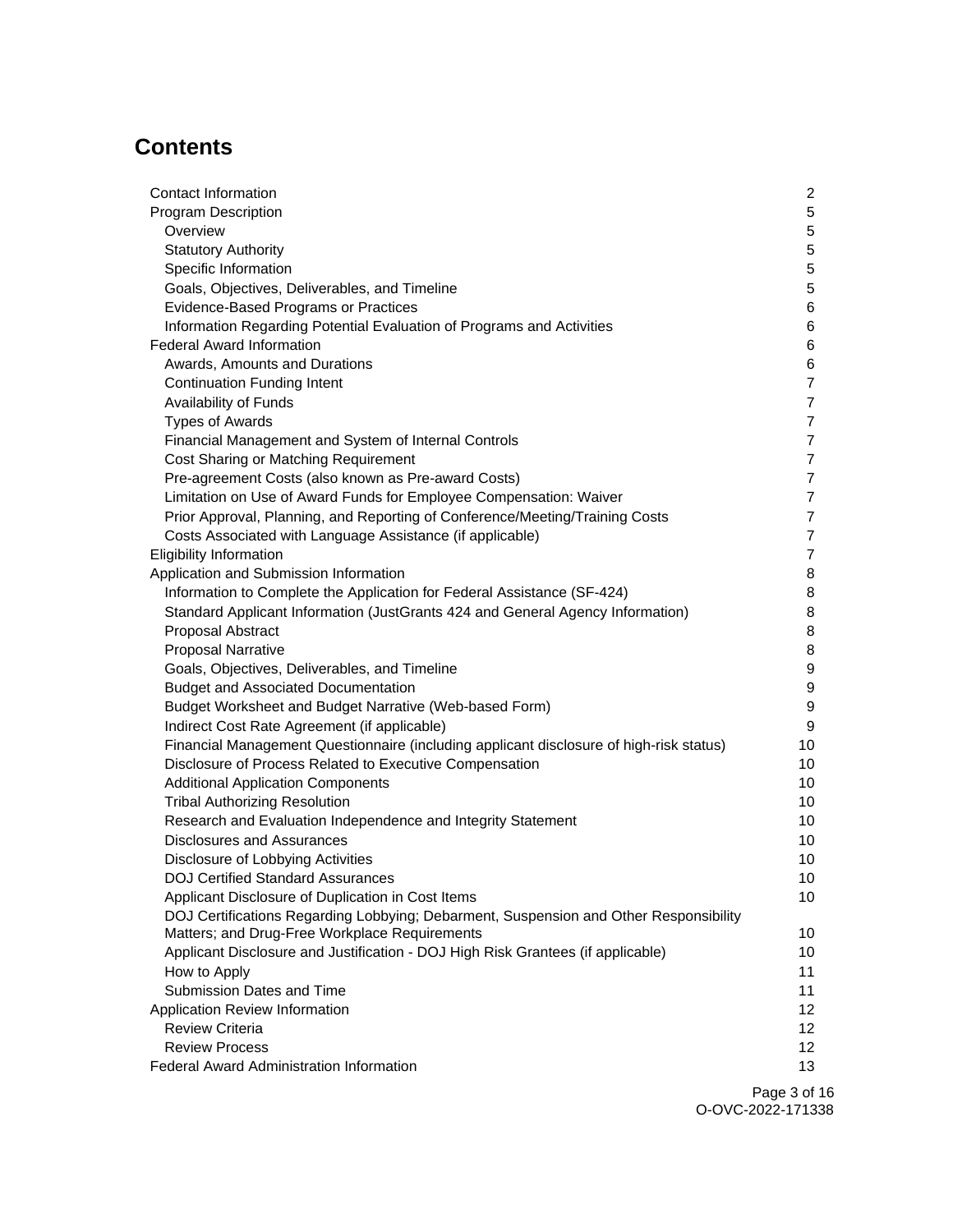# Contents

| | |
|---|---|
| Contact Information | 2 |
| Program Description | 5 |
| Overview | 5 |
| Statutory Authority | 5 |
| Specific Information | 5 |
| Goals, Objectives, Deliverables, and Timeline | 5 |
| Evidence-Based Programs or Practices | 6 |
| Information Regarding Potential Evaluation of Programs and Activities | 6 |
| Federal Award Information | 6 |
| Awards, Amounts and Durations | 6 |
| Continuation Funding Intent | 7 |
| Availability of Funds | 7 |
| Types of Awards | 7 |
| Financial Management and System of Internal Controls | 7 |
| Cost Sharing or Matching Requirement | 7 |
| Pre-agreement Costs (also known as Pre-award Costs) | 7 |
| Limitation on Use of Award Funds for Employee Compensation: Waiver | 7 |
| Prior Approval, Planning, and Reporting of Conference/Meeting/Training Costs | 7 |
| Costs Associated with Language Assistance (if applicable) | 7 |
| Eligibility Information | 7 |
| Application and Submission Information | 8 |
| Information to Complete the Application for Federal Assistance (SF-424) | 8 |
| Standard Applicant Information (JustGrants 424 and General Agency Information) | 8 |
| Proposal Abstract | 8 |
| Proposal Narrative | 8 |
| Goals, Objectives, Deliverables, and Timeline | 9 |
| Budget and Associated Documentation | 9 |
| Budget Worksheet and Budget Narrative (Web-based Form) | 9 |
| Indirect Cost Rate Agreement (if applicable) | 9 |
| Financial Management Questionnaire (including applicant disclosure of high-risk status) | 10 |
| Disclosure of Process Related to Executive Compensation | 10 |
| Additional Application Components | 10 |
| Tribal Authorizing Resolution | 10 |
| Research and Evaluation Independence and Integrity Statement | 10 |
| Disclosures and Assurances | 10 |
| Disclosure of Lobbying Activities | 10 |
| DOJ Certified Standard Assurances | 10 |
| Applicant Disclosure of Duplication in Cost Items | 10 |
| DOJ Certifications Regarding Lobbying; Debarment, Suspension and Other Responsibility Matters; and Drug-Free Workplace Requirements | 10 |
| Applicant Disclosure and Justification - DOJ High Risk Grantees (if applicable) | 10 |
| How to Apply | 11 |
| Submission Dates and Time | 11 |
| Application Review Information | 12 |
| Review Criteria | 12 |
| Review Process | 12 |
| Federal Award Administration Information | 13 |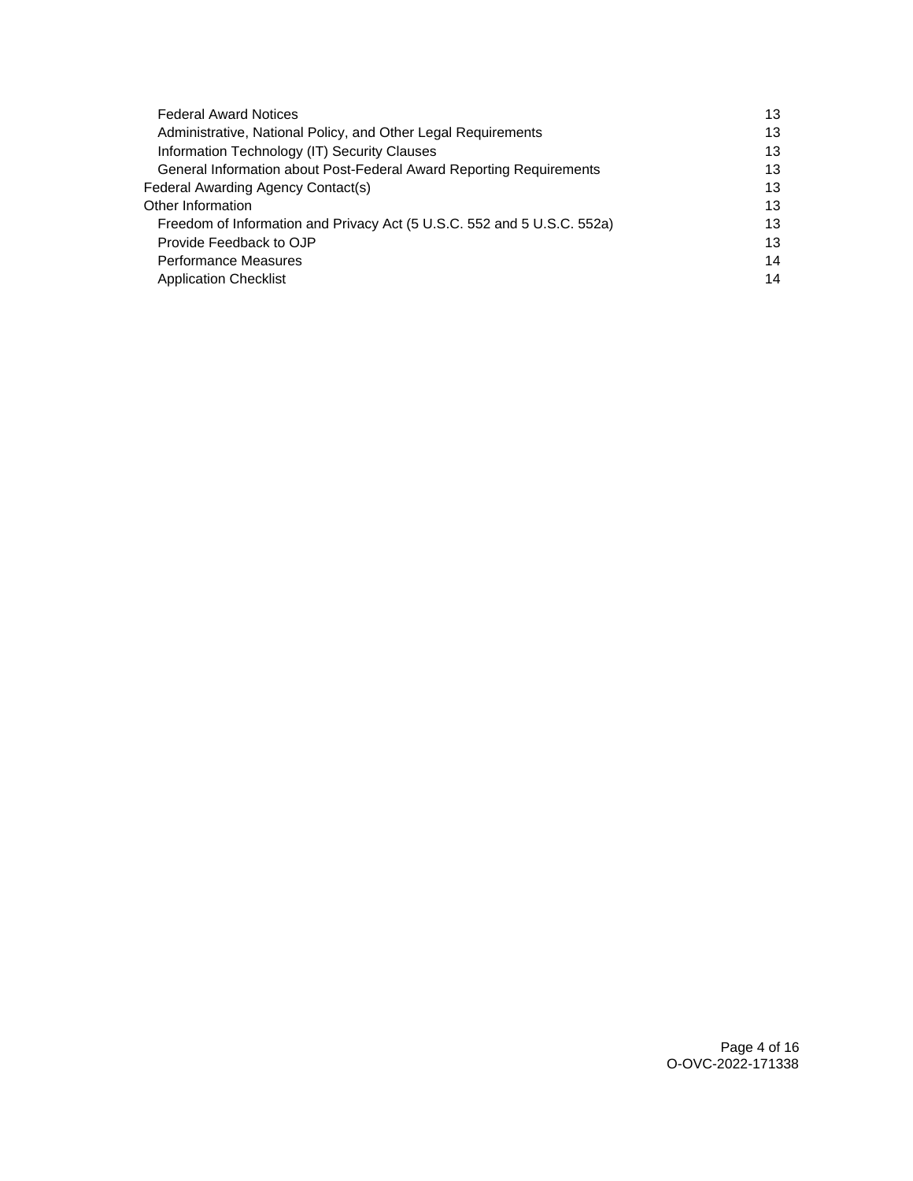- Federal Award Notices 13
- Administrative, National Policy, and Other Legal Requirements 13
- Information Technology (IT) Security Clauses 13
- General Information about Post-Federal Award Reporting Requirements 13

Federal Awarding Agency Contact(s) 13

Other Information 13

- Freedom of Information and Privacy Act (5 U.S.C. 552 and 5 U.S.C. 552a) 13
- Provide Feedback to OJP 13
- Performance Measures 14
- Application Checklist 14

O-OVC-2022-171338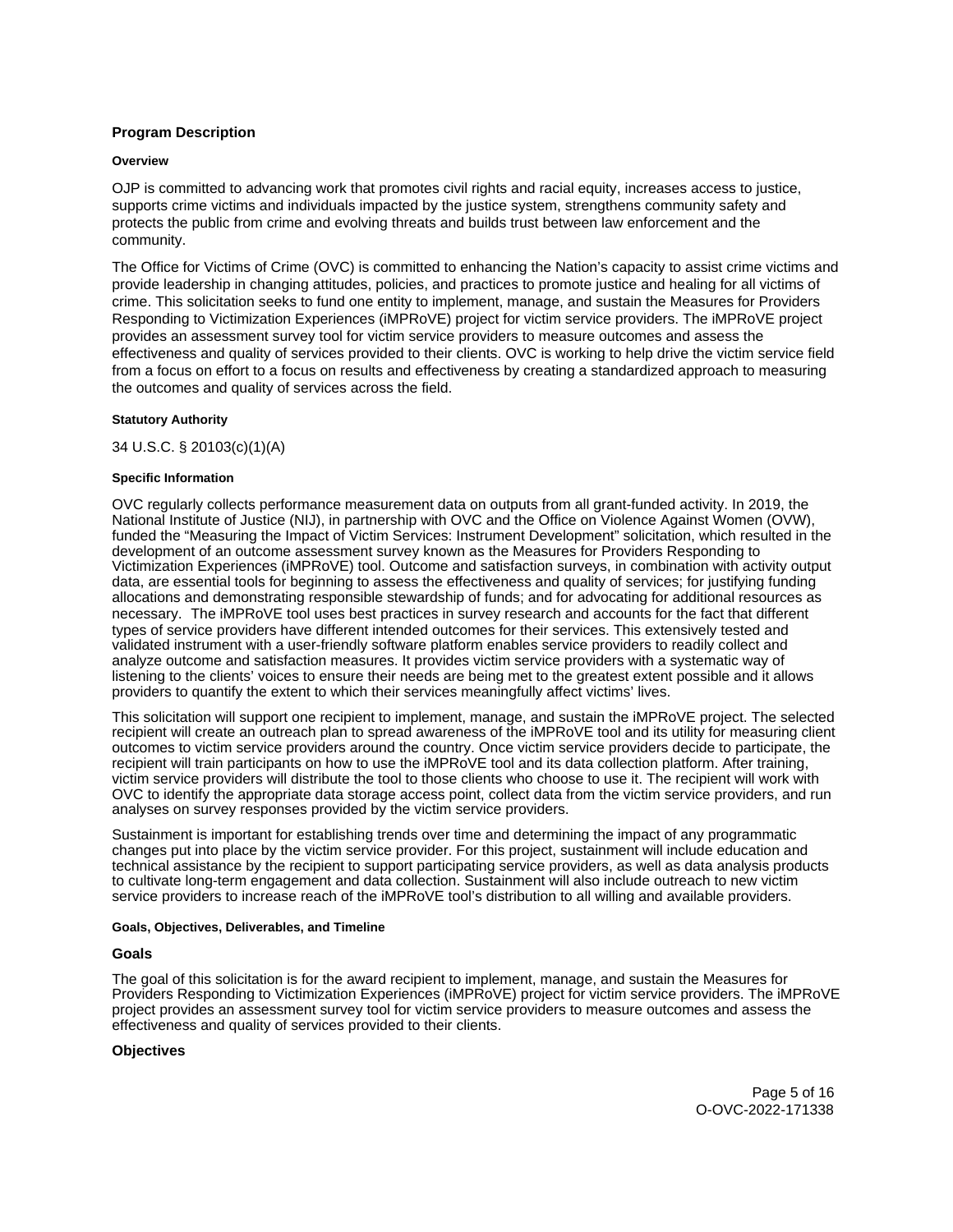## Program Description

### Overview

OJP is committed to advancing work that promotes civil rights and racial equity, increases access to justice, supports crime victims and individuals impacted by the justice system, strengthens community safety and protects the public from crime and evolving threats and builds trust between law enforcement and the community.

The Office for Victims of Crime (OVC) is committed to enhancing the Nation's capacity to assist crime victims and provide leadership in changing attitudes, policies, and practices to promote justice and healing for all victims of crime. This solicitation seeks to fund one entity to implement, manage, and sustain the Measures for Providers Responding to Victimization Experiences (iMPRoVE) project for victim service providers. The iMPRoVE project provides an assessment survey tool for victim service providers to measure outcomes and assess the effectiveness and quality of services provided to their clients. OVC is working to help drive the victim service field from a focus on effort to a focus on results and effectiveness by creating a standardized approach to measuring the outcomes and quality of services across the field.

### Statutory Authority

34 U.S.C. § 20103(c)(1)(A)

### Specific Information

OVC regularly collects performance measurement data on outputs from all grant-funded activity. In 2019, the National Institute of Justice (NIJ), in partnership with OVC and the Office on Violence Against Women (OVW), funded the "Measuring the Impact of Victim Services: Instrument Development" solicitation, which resulted in the development of an outcome assessment survey known as the Measures for Providers Responding to Victimization Experiences (iMPRoVE) tool. Outcome and satisfaction surveys, in combination with activity output data, are essential tools for beginning to assess the effectiveness and quality of services; for justifying funding allocations and demonstrating responsible stewardship of funds; and for advocating for additional resources as necessary. The iMPRoVE tool uses best practices in survey research and accounts for the fact that different types of service providers have different intended outcomes for their services. This extensively tested and validated instrument with a user-friendly software platform enables service providers to readily collect and analyze outcome and satisfaction measures. It provides victim service providers with a systematic way of listening to the clients' voices to ensure their needs are being met to the greatest extent possible and it allows providers to quantify the extent to which their services meaningfully affect victims' lives.

This solicitation will support one recipient to implement, manage, and sustain the iMPRoVE project. The selected recipient will create an outreach plan to spread awareness of the iMPRoVE tool and its utility for measuring client outcomes to victim service providers around the country. Once victim service providers decide to participate, the recipient will train participants on how to use the iMPRoVE tool and its data collection platform. After training, victim service providers will distribute the tool to those clients who choose to use it. The recipient will work with OVC to identify the appropriate data storage access point, collect data from the victim service providers, and run analyses on survey responses provided by the victim service providers.

Sustainment is important for establishing trends over time and determining the impact of any programmatic changes put into place by the victim service provider. For this project, sustainment will include education and technical assistance by the recipient to support participating service providers, as well as data analysis products to cultivate long-term engagement and data collection. Sustainment will also include outreach to new victim service providers to increase reach of the iMPRoVE tool's distribution to all willing and available providers.

### Goals, Objectives, Deliverables, and Timeline

#### Goals

The goal of this solicitation is for the award recipient to implement, manage, and sustain the Measures for Providers Responding to Victimization Experiences (iMPRoVE) project for victim service providers. The iMPRoVE project provides an assessment survey tool for victim service providers to measure outcomes and assess the effectiveness and quality of services provided to their clients.

#### Objectives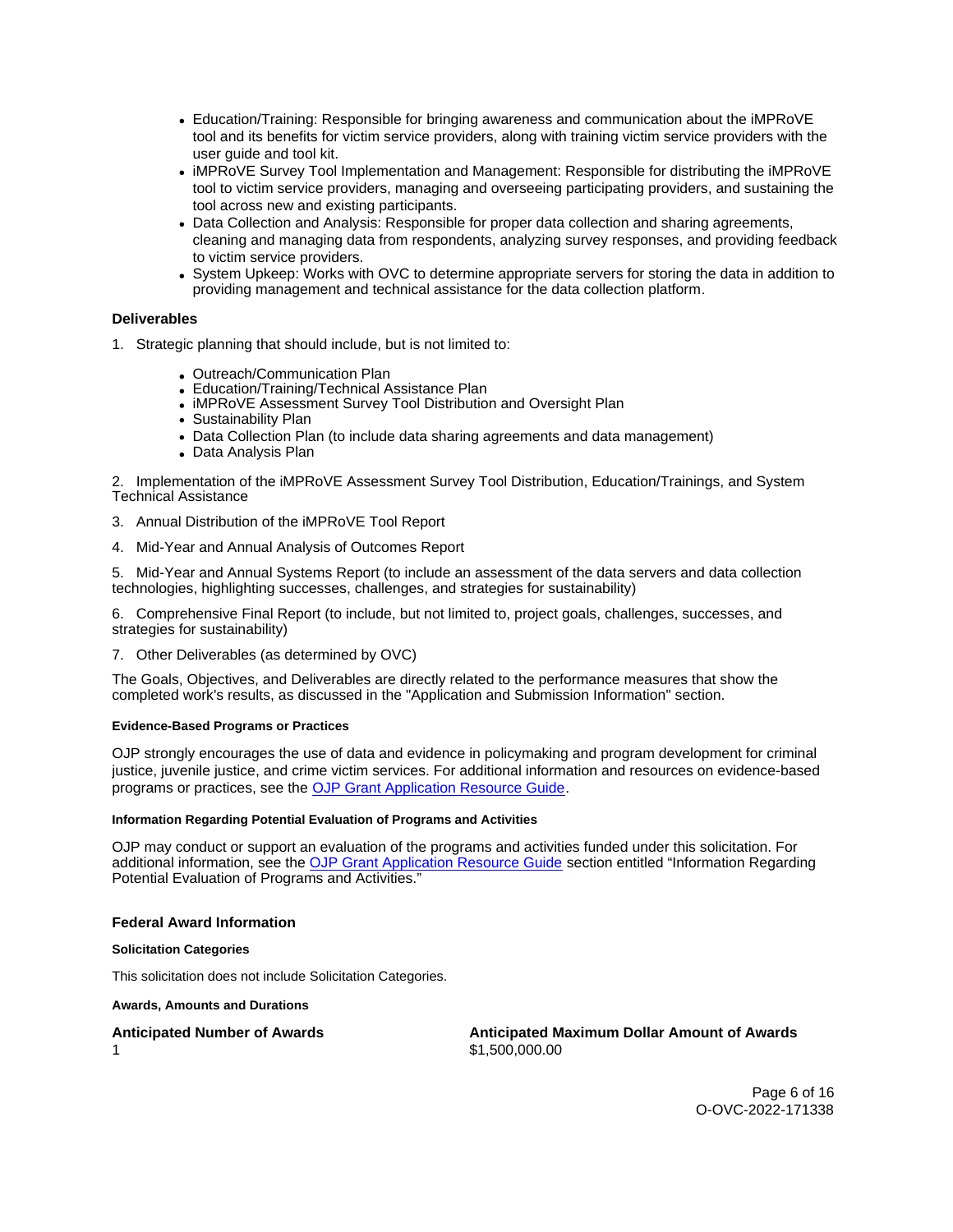- Education/Training: Responsible for bringing awareness and communication about the iMPRoVE tool and its benefits for victim service providers, along with training victim service providers with the user guide and tool kit.
- iMPRoVE Survey Tool Implementation and Management: Responsible for distributing the iMPRoVE tool to victim service providers, managing and overseeing participating providers, and sustaining the tool across new and existing participants.
- Data Collection and Analysis: Responsible for proper data collection and sharing agreements, cleaning and managing data from respondents, analyzing survey responses, and providing feedback to victim service providers.
- System Upkeep: Works with OVC to determine appropriate servers for storing the data in addition to providing management and technical assistance for the data collection platform.

### Deliverables

1. Strategic planning that should include, but is not limited to:
   - Outreach/Communication Plan
   - Education/Training/Technical Assistance Plan
   - iMPRoVE Assessment Survey Tool Distribution and Oversight Plan
   - Sustainability Plan
   - Data Collection Plan (to include data sharing agreements and data management)
   - Data Analysis Plan

2. Implementation of the iMPRoVE Assessment Survey Tool Distribution, Education/Trainings, and System Technical Assistance

3. Annual Distribution of the iMPRoVE Tool Report

4. Mid-Year and Annual Analysis of Outcomes Report

5. Mid-Year and Annual Systems Report (to include an assessment of the data servers and data collection technologies, highlighting successes, challenges, and strategies for sustainability)

6. Comprehensive Final Report (to include, but not limited to, project goals, challenges, successes, and strategies for sustainability)

7. Other Deliverables (as determined by OVC)

The Goals, Objectives, and Deliverables are directly related to the performance measures that show the completed work's results, as discussed in the "Application and Submission Information" section.

#### Evidence-Based Programs or Practices

OJP strongly encourages the use of data and evidence in policymaking and program development for criminal justice, juvenile justice, and crime victim services. For additional information and resources on evidence-based programs or practices, see the OJP Grant Application Resource Guide.

#### Information Regarding Potential Evaluation of Programs and Activities

OJP may conduct or support an evaluation of the programs and activities funded under this solicitation. For additional information, see the OJP Grant Application Resource Guide section entitled "Information Regarding Potential Evaluation of Programs and Activities."

### Federal Award Information

#### Solicitation Categories

This solicitation does not include Solicitation Categories.

#### Awards, Amounts and Durations

| Anticipated Number of Awards | Anticipated Maximum Dollar Amount of Awards |
|---|---|
| 1 | $1,500,000.00 |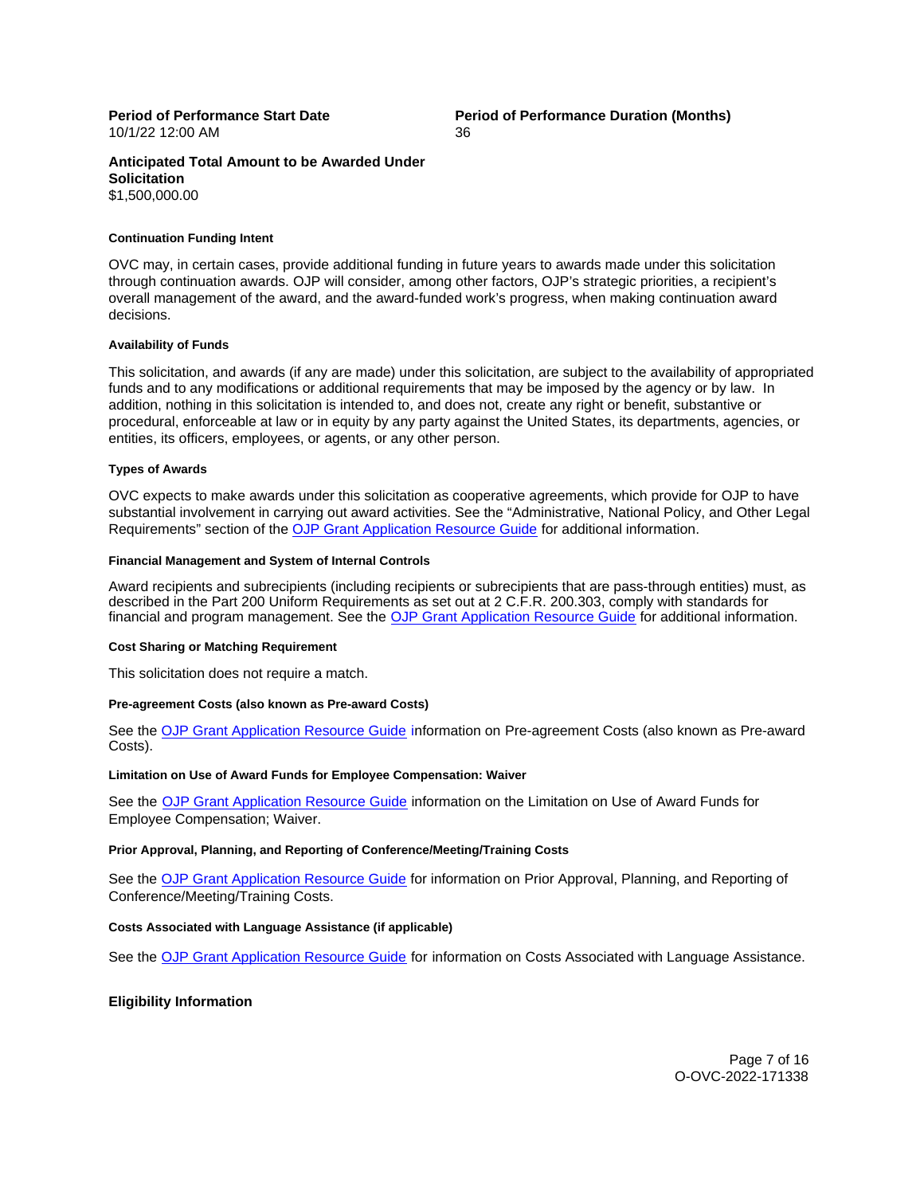**Period of Performance Start Date**
10/1/22 12:00 AM

**Period of Performance Duration (Months)**
36

**Anticipated Total Amount to be Awarded Under Solicitation**
$1,500,000.00

#### Continuation Funding Intent

OVC may, in certain cases, provide additional funding in future years to awards made under this solicitation through continuation awards. OJP will consider, among other factors, OJP's strategic priorities, a recipient's overall management of the award, and the award-funded work's progress, when making continuation award decisions.

#### Availability of Funds

This solicitation, and awards (if any are made) under this solicitation, are subject to the availability of appropriated funds and to any modifications or additional requirements that may be imposed by the agency or by law. In addition, nothing in this solicitation is intended to, and does not, create any right or benefit, substantive or procedural, enforceable at law or in equity by any party against the United States, its departments, agencies, or entities, its officers, employees, or agents, or any other person.

#### Types of Awards

OVC expects to make awards under this solicitation as cooperative agreements, which provide for OJP to have substantial involvement in carrying out award activities. See the "Administrative, National Policy, and Other Legal Requirements" section of the OJP Grant Application Resource Guide for additional information.

#### Financial Management and System of Internal Controls

Award recipients and subrecipients (including recipients or subrecipients that are pass-through entities) must, as described in the Part 200 Uniform Requirements as set out at 2 C.F.R. 200.303, comply with standards for financial and program management. See the OJP Grant Application Resource Guide for additional information.

#### Cost Sharing or Matching Requirement

This solicitation does not require a match.

#### Pre-agreement Costs (also known as Pre-award Costs)

See the OJP Grant Application Resource Guide information on Pre-agreement Costs (also known as Pre-award Costs).

#### Limitation on Use of Award Funds for Employee Compensation: Waiver

See the OJP Grant Application Resource Guide information on the Limitation on Use of Award Funds for Employee Compensation; Waiver.

#### Prior Approval, Planning, and Reporting of Conference/Meeting/Training Costs

See the OJP Grant Application Resource Guide for information on Prior Approval, Planning, and Reporting of Conference/Meeting/Training Costs.

#### Costs Associated with Language Assistance (if applicable)

See the OJP Grant Application Resource Guide for information on Costs Associated with Language Assistance.

## Eligibility Information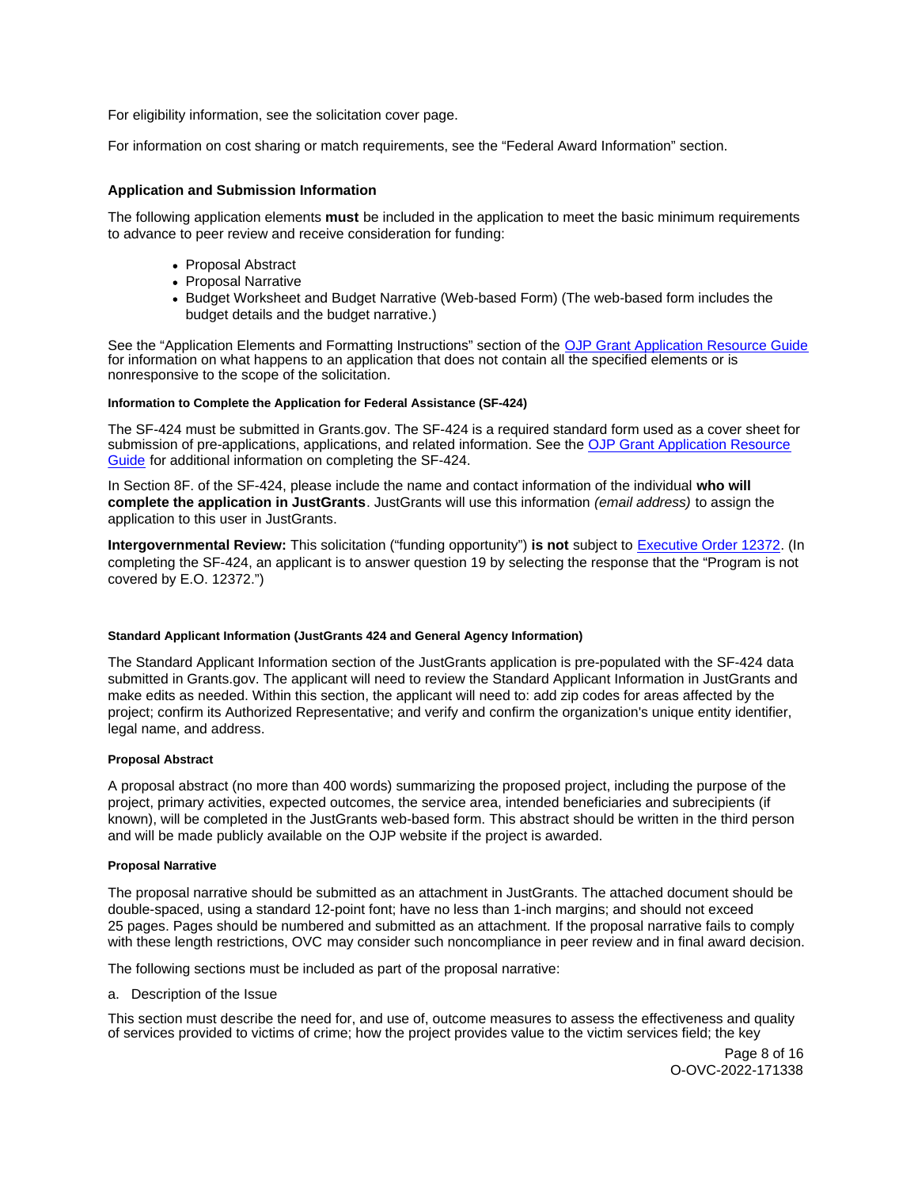For eligibility information, see the solicitation cover page.

For information on cost sharing or match requirements, see the "Federal Award Information" section.

### Application and Submission Information

The following application elements **must** be included in the application to meet the basic minimum requirements to advance to peer review and receive consideration for funding:

- Proposal Abstract
- Proposal Narrative
- Budget Worksheet and Budget Narrative (Web-based Form) (The web-based form includes the budget details and the budget narrative.)

See the "Application Elements and Formatting Instructions" section of the [OJP Grant Application Resource Guide](#) for information on what happens to an application that does not contain all the specified elements or is nonresponsive to the scope of the solicitation.

#### Information to Complete the Application for Federal Assistance (SF-424)

The SF-424 must be submitted in Grants.gov. The SF-424 is a required standard form used as a cover sheet for submission of pre-applications, applications, and related information. See the [OJP Grant Application Resource Guide](#) for additional information on completing the SF-424.

In Section 8F. of the SF-424, please include the name and contact information of the individual **who will complete the application in JustGrants**. JustGrants will use this information *(email address)* to assign the application to this user in JustGrants.

**Intergovernmental Review:** This solicitation ("funding opportunity") **is not** subject to [Executive Order 12372](#). (In completing the SF-424, an applicant is to answer question 19 by selecting the response that the "Program is not covered by E.O. 12372.")

#### Standard Applicant Information (JustGrants 424 and General Agency Information)

The Standard Applicant Information section of the JustGrants application is pre-populated with the SF-424 data submitted in Grants.gov. The applicant will need to review the Standard Applicant Information in JustGrants and make edits as needed. Within this section, the applicant will need to: add zip codes for areas affected by the project; confirm its Authorized Representative; and verify and confirm the organization's unique entity identifier, legal name, and address.

#### Proposal Abstract

A proposal abstract (no more than 400 words) summarizing the proposed project, including the purpose of the project, primary activities, expected outcomes, the service area, intended beneficiaries and subrecipients (if known), will be completed in the JustGrants web-based form. This abstract should be written in the third person and will be made publicly available on the OJP website if the project is awarded.

#### Proposal Narrative

The proposal narrative should be submitted as an attachment in JustGrants. The attached document should be double-spaced, using a standard 12-point font; have no less than 1-inch margins; and should not exceed 25 pages. Pages should be numbered and submitted as an attachment. If the proposal narrative fails to comply with these length restrictions, OVC may consider such noncompliance in peer review and in final award decision.

The following sections must be included as part of the proposal narrative:

a. Description of the Issue

This section must describe the need for, and use of, outcome measures to assess the effectiveness and quality of services provided to victims of crime; how the project provides value to the victim services field; the key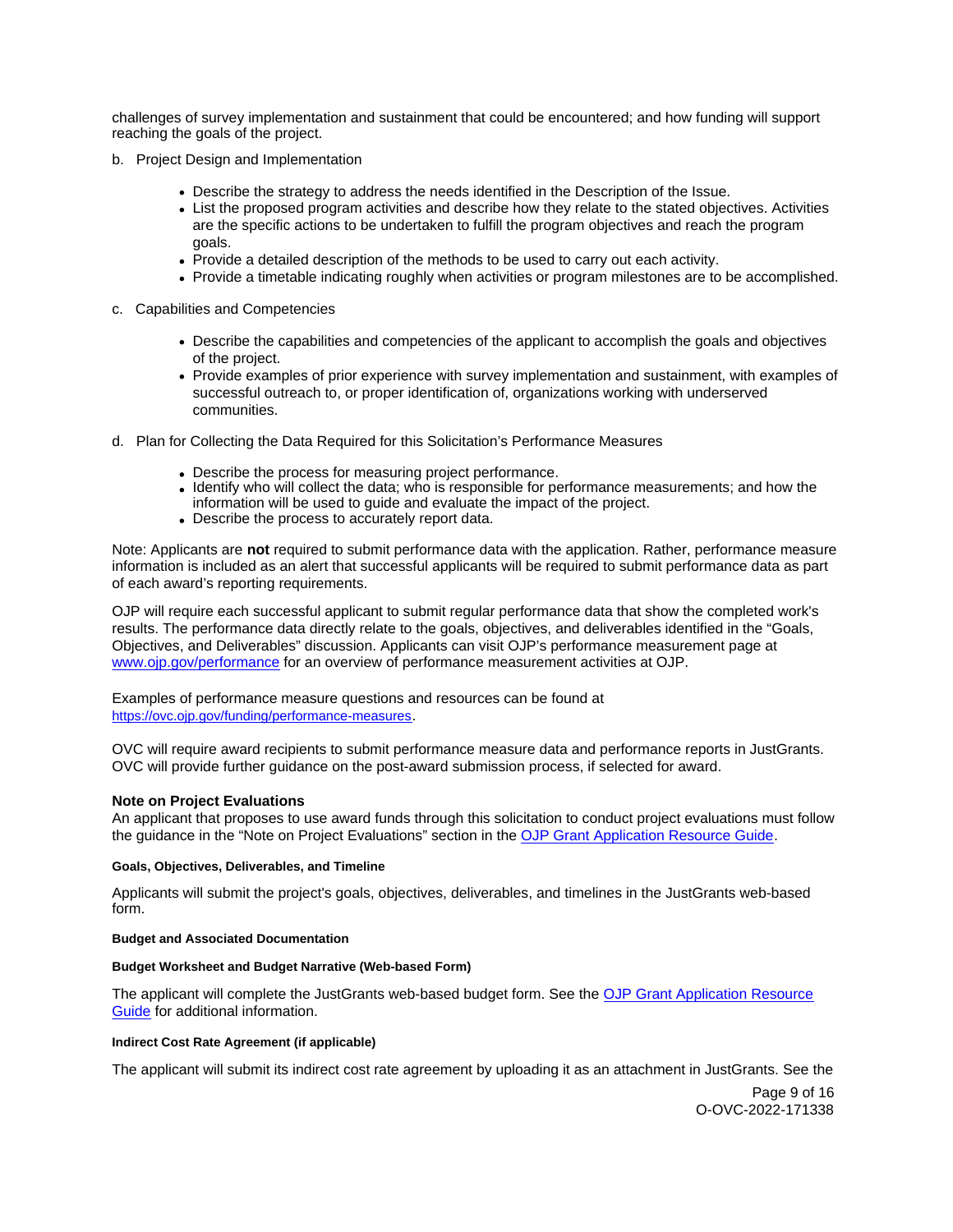challenges of survey implementation and sustainment that could be encountered; and how funding will support reaching the goals of the project.

b. Project Design and Implementation

- Describe the strategy to address the needs identified in the Description of the Issue.
- List the proposed program activities and describe how they relate to the stated objectives. Activities are the specific actions to be undertaken to fulfill the program objectives and reach the program goals.
- Provide a detailed description of the methods to be used to carry out each activity.
- Provide a timetable indicating roughly when activities or program milestones are to be accomplished.

c. Capabilities and Competencies

- Describe the capabilities and competencies of the applicant to accomplish the goals and objectives of the project.
- Provide examples of prior experience with survey implementation and sustainment, with examples of successful outreach to, or proper identification of, organizations working with underserved communities.

d. Plan for Collecting the Data Required for this Solicitation's Performance Measures

- Describe the process for measuring project performance.
- Identify who will collect the data; who is responsible for performance measurements; and how the information will be used to guide and evaluate the impact of the project.
- Describe the process to accurately report data.

Note: Applicants are **not** required to submit performance data with the application. Rather, performance measure information is included as an alert that successful applicants will be required to submit performance data as part of each award's reporting requirements.

OJP will require each successful applicant to submit regular performance data that show the completed work's results. The performance data directly relate to the goals, objectives, and deliverables identified in the "Goals, Objectives, and Deliverables" discussion. Applicants can visit OJP's performance measurement page at [www.ojp.gov/performance](www.ojp.gov/performance) for an overview of performance measurement activities at OJP.

Examples of performance measure questions and resources can be found at [https://ovc.ojp.gov/funding/performance-measures](https://ovc.ojp.gov/funding/performance-measures).

OVC will require award recipients to submit performance measure data and performance reports in JustGrants. OVC will provide further guidance on the post-award submission process, if selected for award.

### Note on Project Evaluations

An applicant that proposes to use award funds through this solicitation to conduct project evaluations must follow the guidance in the "Note on Project Evaluations" section in the OJP Grant Application Resource Guide.

#### Goals, Objectives, Deliverables, and Timeline

Applicants will submit the project's goals, objectives, deliverables, and timelines in the JustGrants web-based form.

#### Budget and Associated Documentation

#### Budget Worksheet and Budget Narrative (Web-based Form)

The applicant will complete the JustGrants web-based budget form. See the OJP Grant Application Resource Guide for additional information.

#### Indirect Cost Rate Agreement (if applicable)

The applicant will submit its indirect cost rate agreement by uploading it as an attachment in JustGrants. See the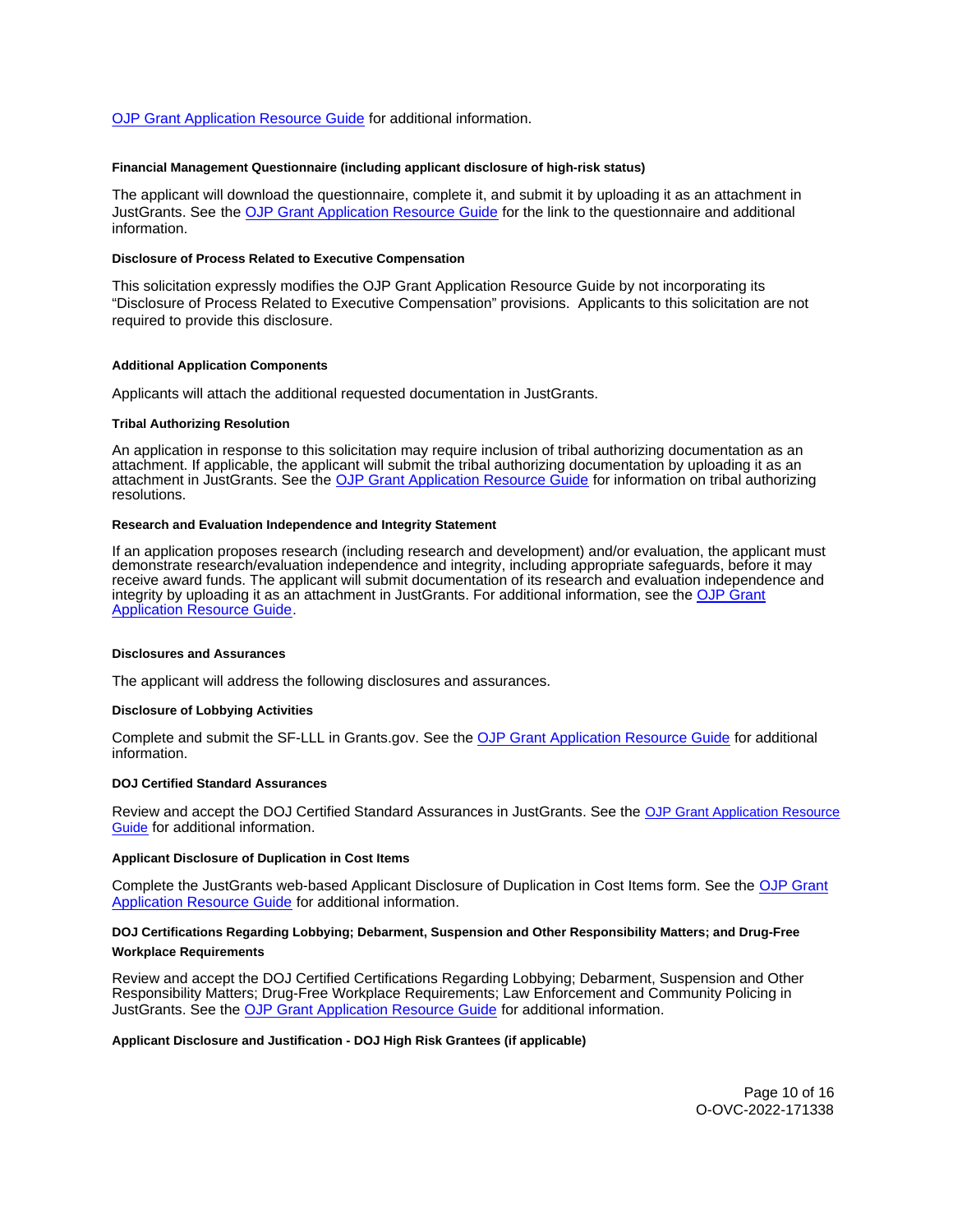OJP Grant Application Resource Guide for additional information.

#### Financial Management Questionnaire (including applicant disclosure of high-risk status)

The applicant will download the questionnaire, complete it, and submit it by uploading it as an attachment in JustGrants. See the OJP Grant Application Resource Guide for the link to the questionnaire and additional information.

#### Disclosure of Process Related to Executive Compensation

This solicitation expressly modifies the OJP Grant Application Resource Guide by not incorporating its "Disclosure of Process Related to Executive Compensation" provisions. Applicants to this solicitation are not required to provide this disclosure.

#### Additional Application Components

Applicants will attach the additional requested documentation in JustGrants.

#### Tribal Authorizing Resolution

An application in response to this solicitation may require inclusion of tribal authorizing documentation as an attachment. If applicable, the applicant will submit the tribal authorizing documentation by uploading it as an attachment in JustGrants. See the OJP Grant Application Resource Guide for information on tribal authorizing resolutions.

#### Research and Evaluation Independence and Integrity Statement

If an application proposes research (including research and development) and/or evaluation, the applicant must demonstrate research/evaluation independence and integrity, including appropriate safeguards, before it may receive award funds. The applicant will submit documentation of its research and evaluation independence and integrity by uploading it as an attachment in JustGrants. For additional information, see the OJP Grant Application Resource Guide.

#### Disclosures and Assurances

The applicant will address the following disclosures and assurances.

#### Disclosure of Lobbying Activities

Complete and submit the SF-LLL in Grants.gov. See the OJP Grant Application Resource Guide for additional information.

#### DOJ Certified Standard Assurances

Review and accept the DOJ Certified Standard Assurances in JustGrants. See the OJP Grant Application Resource Guide for additional information.

#### Applicant Disclosure of Duplication in Cost Items

Complete the JustGrants web-based Applicant Disclosure of Duplication in Cost Items form. See the OJP Grant Application Resource Guide for additional information.

#### DOJ Certifications Regarding Lobbying; Debarment, Suspension and Other Responsibility Matters; and Drug-Free Workplace Requirements

Review and accept the DOJ Certified Certifications Regarding Lobbying; Debarment, Suspension and Other Responsibility Matters; Drug-Free Workplace Requirements; Law Enforcement and Community Policing in JustGrants. See the OJP Grant Application Resource Guide for additional information.

#### Applicant Disclosure and Justification - DOJ High Risk Grantees (if applicable)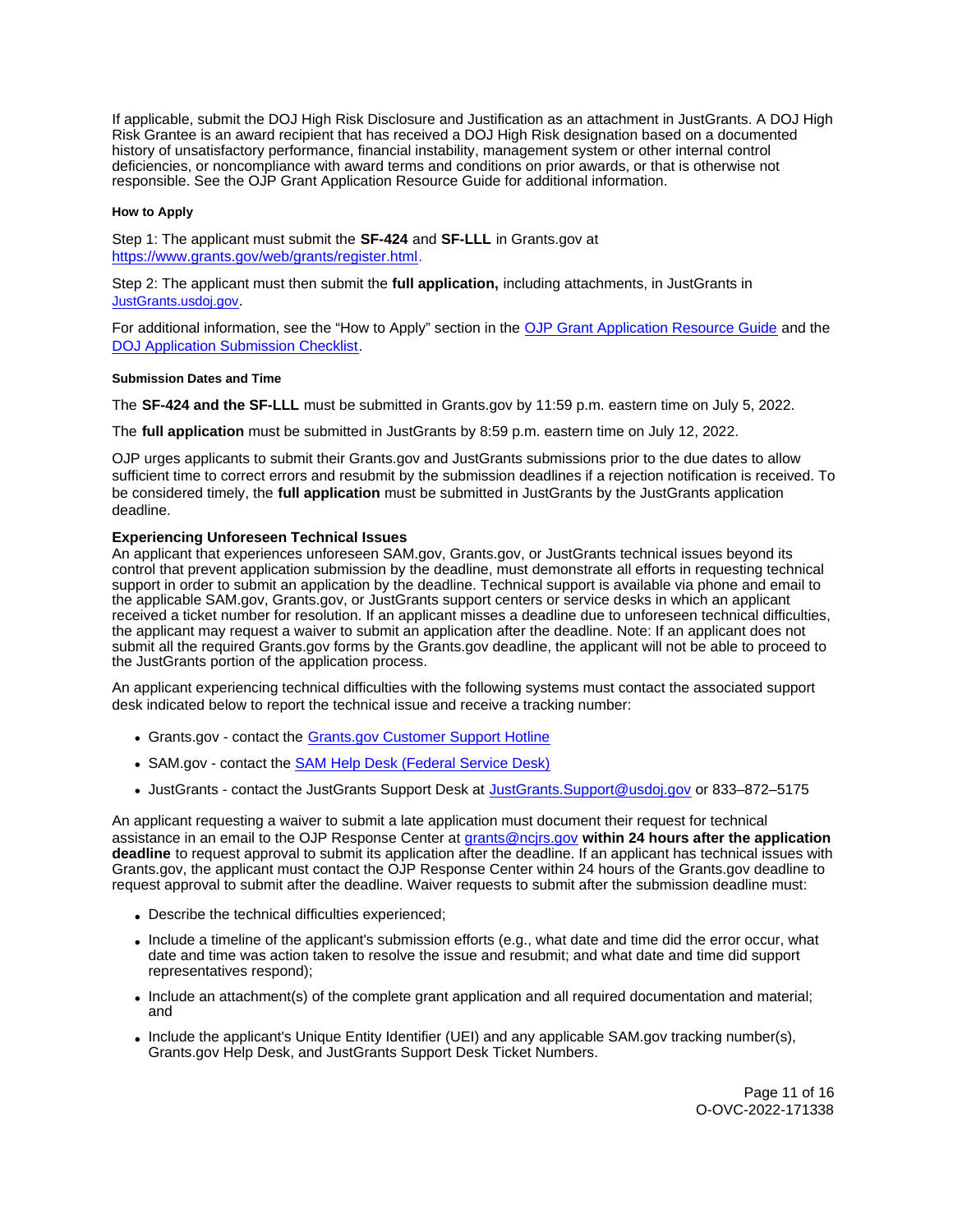If applicable, submit the DOJ High Risk Disclosure and Justification as an attachment in JustGrants. A DOJ High Risk Grantee is an award recipient that has received a DOJ High Risk designation based on a documented history of unsatisfactory performance, financial instability, management system or other internal control deficiencies, or noncompliance with award terms and conditions on prior awards, or that is otherwise not responsible. See the OJP Grant Application Resource Guide for additional information.

#### How to Apply

Step 1: The applicant must submit the **SF-424** and **SF-LLL** in Grants.gov at [https://www.grants.gov/web/grants/register.html](https://www.grants.gov/web/grants/register.html).

Step 2: The applicant must then submit the **full application,** including attachments, in JustGrants in [JustGrants.usdoj.gov](https://JustGrants.usdoj.gov).

For additional information, see the "How to Apply" section in the [OJP Grant Application Resource Guide](#) and the [DOJ Application Submission Checklist](#).

#### Submission Dates and Time

The **SF-424 and the SF-LLL** must be submitted in Grants.gov by 11:59 p.m. eastern time on July 5, 2022.

The **full application** must be submitted in JustGrants by 8:59 p.m. eastern time on July 12, 2022.

OJP urges applicants to submit their Grants.gov and JustGrants submissions prior to the due dates to allow sufficient time to correct errors and resubmit by the submission deadlines if a rejection notification is received. To be considered timely, the **full application** must be submitted in JustGrants by the JustGrants application deadline.

**Experiencing Unforeseen Technical Issues**

An applicant that experiences unforeseen SAM.gov, Grants.gov, or JustGrants technical issues beyond its control that prevent application submission by the deadline, must demonstrate all efforts in requesting technical support in order to submit an application by the deadline. Technical support is available via phone and email to the applicable SAM.gov, Grants.gov, or JustGrants support centers or service desks in which an applicant received a ticket number for resolution. If an applicant misses a deadline due to unforeseen technical difficulties, the applicant may request a waiver to submit an application after the deadline. Note: If an applicant does not submit all the required Grants.gov forms by the Grants.gov deadline, the applicant will not be able to proceed to the JustGrants portion of the application process.

An applicant experiencing technical difficulties with the following systems must contact the associated support desk indicated below to report the technical issue and receive a tracking number:

- Grants.gov - contact the [Grants.gov Customer Support Hotline](#)
- SAM.gov - contact the [SAM Help Desk (Federal Service Desk)](#)
- JustGrants - contact the JustGrants Support Desk at [JustGrants.Support@usdoj.gov](mailto:JustGrants.Support@usdoj.gov) or 833–872–5175

An applicant requesting a waiver to submit a late application must document their request for technical assistance in an email to the OJP Response Center at [grants@ncjrs.gov](mailto:grants@ncjrs.gov) **within 24 hours after the application deadline** to request approval to submit its application after the deadline. If an applicant has technical issues with Grants.gov, the applicant must contact the OJP Response Center within 24 hours of the Grants.gov deadline to request approval to submit after the deadline. Waiver requests to submit after the submission deadline must:

- Describe the technical difficulties experienced;
- Include a timeline of the applicant's submission efforts (e.g., what date and time did the error occur, what date and time was action taken to resolve the issue and resubmit; and what date and time did support representatives respond);
- Include an attachment(s) of the complete grant application and all required documentation and material; and
- Include the applicant's Unique Entity Identifier (UEI) and any applicable SAM.gov tracking number(s), Grants.gov Help Desk, and JustGrants Support Desk Ticket Numbers.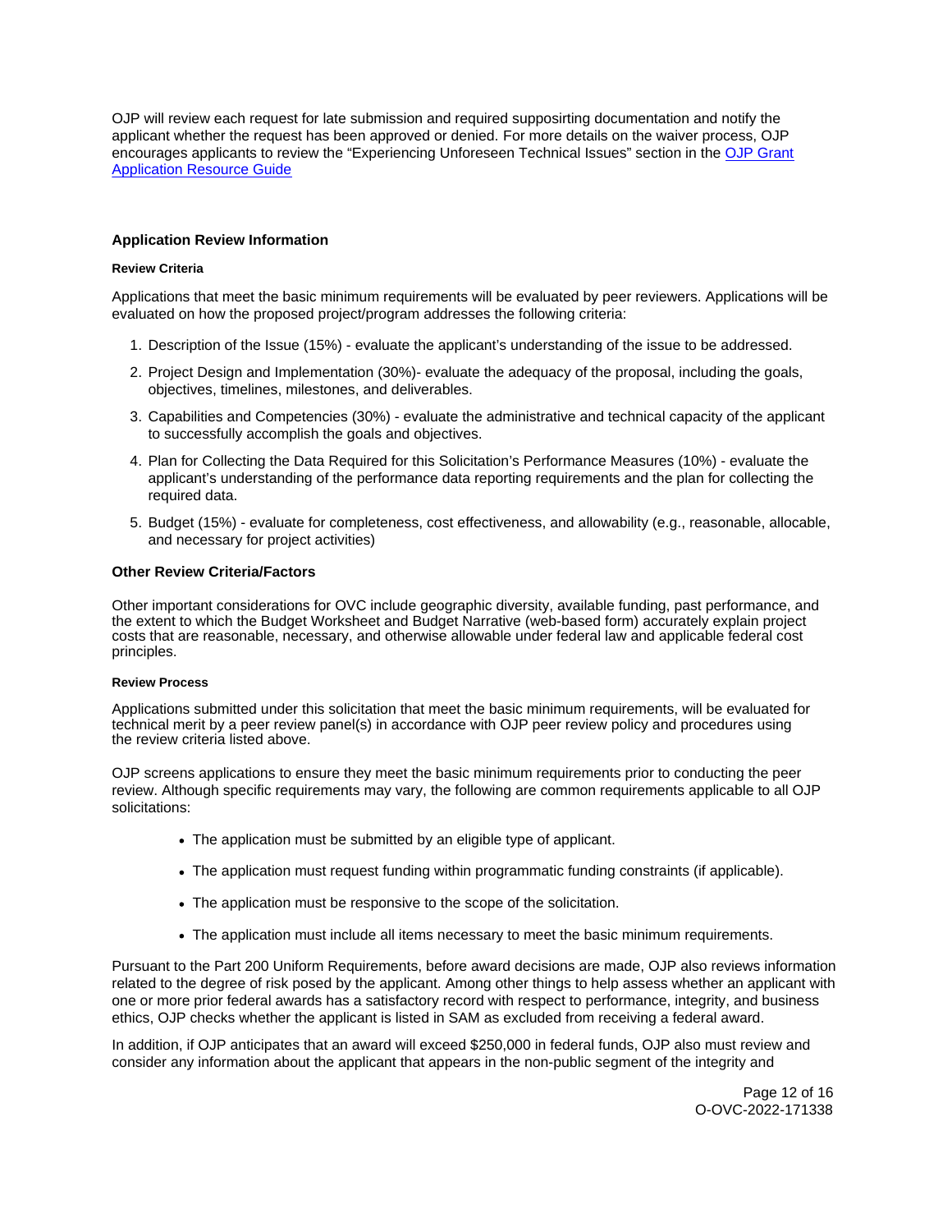OJP will review each request for late submission and required supposirting documentation and notify the applicant whether the request has been approved or denied. For more details on the waiver process, OJP encourages applicants to review the "Experiencing Unforeseen Technical Issues" section in the [OJP Grant Application Resource Guide](OJP Grant Application Resource Guide)

## Application Review Information

#### Review Criteria

Applications that meet the basic minimum requirements will be evaluated by peer reviewers. Applications will be evaluated on how the proposed project/program addresses the following criteria:

1. Description of the Issue (15%) - evaluate the applicant's understanding of the issue to be addressed.
2. Project Design and Implementation (30%)- evaluate the adequacy of the proposal, including the goals, objectives, timelines, milestones, and deliverables.
3. Capabilities and Competencies (30%) - evaluate the administrative and technical capacity of the applicant to successfully accomplish the goals and objectives.
4. Plan for Collecting the Data Required for this Solicitation's Performance Measures (10%) - evaluate the applicant's understanding of the performance data reporting requirements and the plan for collecting the required data.
5. Budget (15%) - evaluate for completeness, cost effectiveness, and allowability (e.g., reasonable, allocable, and necessary for project activities)

### Other Review Criteria/Factors

Other important considerations for OVC include geographic diversity, available funding, past performance, and the extent to which the Budget Worksheet and Budget Narrative (web-based form) accurately explain project costs that are reasonable, necessary, and otherwise allowable under federal law and applicable federal cost principles.

#### Review Process

Applications submitted under this solicitation that meet the basic minimum requirements, will be evaluated for technical merit by a peer review panel(s) in accordance with OJP peer review policy and procedures using the review criteria listed above.

OJP screens applications to ensure they meet the basic minimum requirements prior to conducting the peer review. Although specific requirements may vary, the following are common requirements applicable to all OJP solicitations:

- The application must be submitted by an eligible type of applicant.
- The application must request funding within programmatic funding constraints (if applicable).
- The application must be responsive to the scope of the solicitation.
- The application must include all items necessary to meet the basic minimum requirements.

Pursuant to the Part 200 Uniform Requirements, before award decisions are made, OJP also reviews information related to the degree of risk posed by the applicant. Among other things to help assess whether an applicant with one or more prior federal awards has a satisfactory record with respect to performance, integrity, and business ethics, OJP checks whether the applicant is listed in SAM as excluded from receiving a federal award.

In addition, if OJP anticipates that an award will exceed $250,000 in federal funds, OJP also must review and consider any information about the applicant that appears in the non-public segment of the integrity and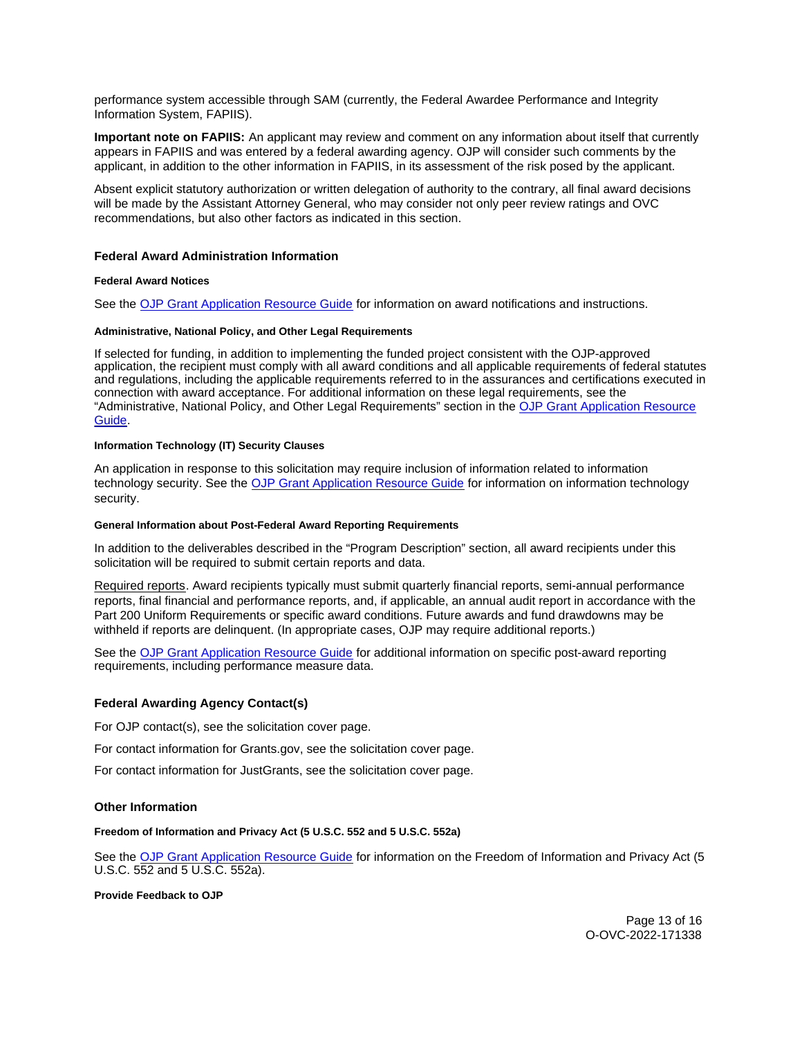performance system accessible through SAM (currently, the Federal Awardee Performance and Integrity Information System, FAPIIS).

**Important note on FAPIIS:** An applicant may review and comment on any information about itself that currently appears in FAPIIS and was entered by a federal awarding agency. OJP will consider such comments by the applicant, in addition to the other information in FAPIIS, in its assessment of the risk posed by the applicant.

Absent explicit statutory authorization or written delegation of authority to the contrary, all final award decisions will be made by the Assistant Attorney General, who may consider not only peer review ratings and OVC recommendations, but also other factors as indicated in this section.

## Federal Award Administration Information

#### Federal Award Notices

See the OJP Grant Application Resource Guide for information on award notifications and instructions.

#### Administrative, National Policy, and Other Legal Requirements

If selected for funding, in addition to implementing the funded project consistent with the OJP-approved application, the recipient must comply with all award conditions and all applicable requirements of federal statutes and regulations, including the applicable requirements referred to in the assurances and certifications executed in connection with award acceptance. For additional information on these legal requirements, see the "Administrative, National Policy, and Other Legal Requirements" section in the OJP Grant Application Resource Guide.

#### Information Technology (IT) Security Clauses

An application in response to this solicitation may require inclusion of information related to information technology security. See the OJP Grant Application Resource Guide for information on information technology security.

#### General Information about Post-Federal Award Reporting Requirements

In addition to the deliverables described in the "Program Description" section, all award recipients under this solicitation will be required to submit certain reports and data.

Required reports. Award recipients typically must submit quarterly financial reports, semi-annual performance reports, final financial and performance reports, and, if applicable, an annual audit report in accordance with the Part 200 Uniform Requirements or specific award conditions. Future awards and fund drawdowns may be withheld if reports are delinquent. (In appropriate cases, OJP may require additional reports.)

See the OJP Grant Application Resource Guide for additional information on specific post-award reporting requirements, including performance measure data.

## Federal Awarding Agency Contact(s)

For OJP contact(s), see the solicitation cover page.

For contact information for Grants.gov, see the solicitation cover page.

For contact information for JustGrants, see the solicitation cover page.

## Other Information

#### Freedom of Information and Privacy Act (5 U.S.C. 552 and 5 U.S.C. 552a)

See the OJP Grant Application Resource Guide for information on the Freedom of Information and Privacy Act (5 U.S.C. 552 and 5 U.S.C. 552a).

#### Provide Feedback to OJP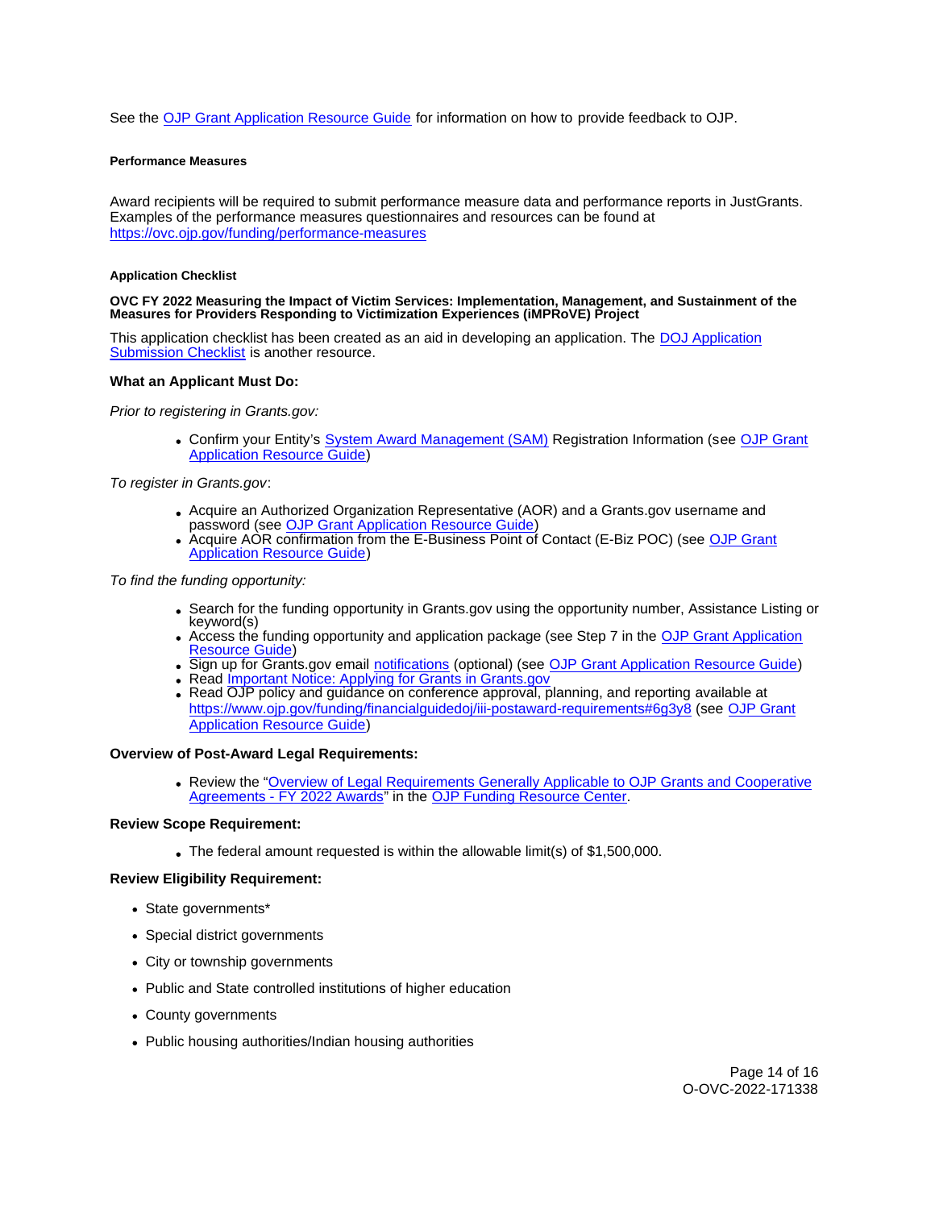See the [OJP Grant Application Resource Guide](https://www.ojp.gov/funding/apply/ojp-grant-application-resource-guide) for information on how to provide feedback to OJP.

#### Performance Measures

Award recipients will be required to submit performance measure data and performance reports in JustGrants. Examples of the performance measures questionnaires and resources can be found at https://ovc.ojp.gov/funding/performance-measures

#### Application Checklist

**OVC FY 2022 Measuring the Impact of Victim Services: Implementation, Management, and Sustainment of the Measures for Providers Responding to Victimization Experiences (iMPRoVE) Project**

This application checklist has been created as an aid in developing an application. The DOJ Application Submission Checklist is another resource.

**What an Applicant Must Do:**

*Prior to registering in Grants.gov:*

- Confirm your Entity's System Award Management (SAM) Registration Information (see OJP Grant Application Resource Guide)

*To register in Grants.gov*:

- Acquire an Authorized Organization Representative (AOR) and a Grants.gov username and password (see OJP Grant Application Resource Guide)
- Acquire AOR confirmation from the E-Business Point of Contact (E-Biz POC) (see OJP Grant Application Resource Guide)

*To find the funding opportunity:*

- Search for the funding opportunity in Grants.gov using the opportunity number, Assistance Listing or keyword(s)
- Access the funding opportunity and application package (see Step 7 in the OJP Grant Application Resource Guide)
- Sign up for Grants.gov email notifications (optional) (see OJP Grant Application Resource Guide)
- Read Important Notice: Applying for Grants in Grants.gov
- Read OJP policy and guidance on conference approval, planning, and reporting available at https://www.ojp.gov/funding/financialguidedoj/iii-postaward-requirements#6g3y8 (see OJP Grant Application Resource Guide)

**Overview of Post-Award Legal Requirements:**

- Review the "Overview of Legal Requirements Generally Applicable to OJP Grants and Cooperative Agreements - FY 2022 Awards" in the OJP Funding Resource Center.

**Review Scope Requirement:**

- The federal amount requested is within the allowable limit(s) of $1,500,000.

**Review Eligibility Requirement:**

- State governments*
- Special district governments
- City or township governments
- Public and State controlled institutions of higher education
- County governments
- Public housing authorities/Indian housing authorities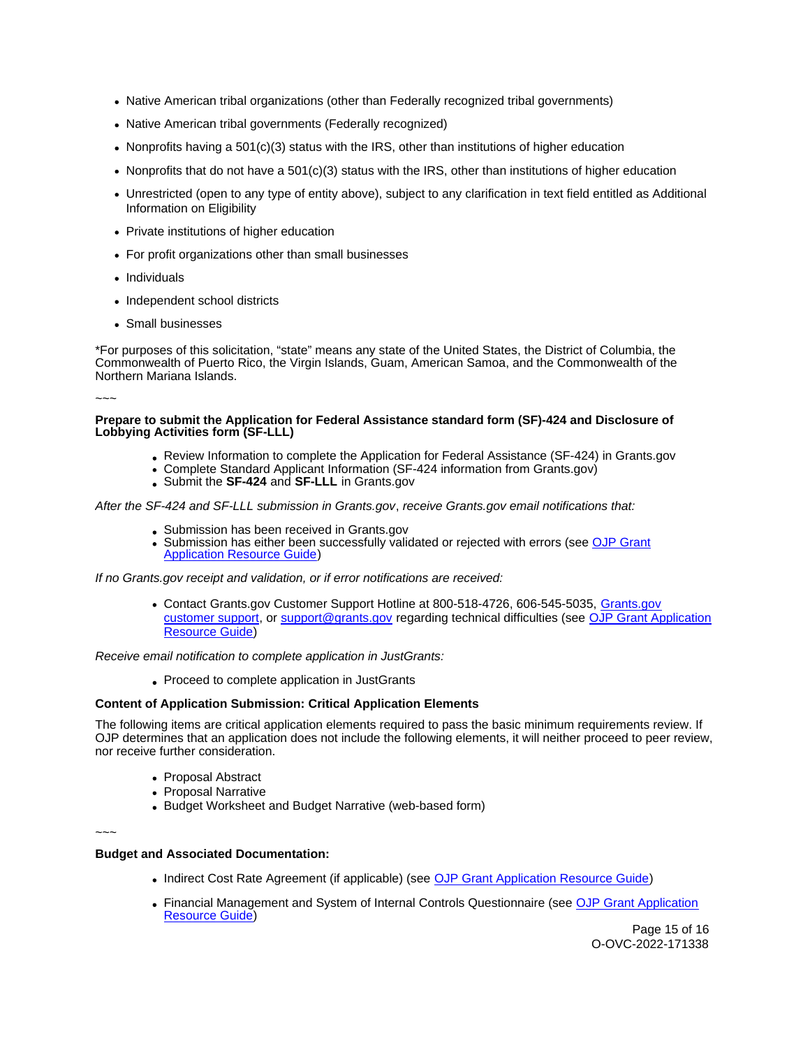- Native American tribal organizations (other than Federally recognized tribal governments)
- Native American tribal governments (Federally recognized)
- Nonprofits having a 501(c)(3) status with the IRS, other than institutions of higher education
- Nonprofits that do not have a 501(c)(3) status with the IRS, other than institutions of higher education
- Unrestricted (open to any type of entity above), subject to any clarification in text field entitled as Additional Information on Eligibility
- Private institutions of higher education
- For profit organizations other than small businesses
- Individuals
- Independent school districts
- Small businesses

*For purposes of this solicitation, "state" means any state of the United States, the District of Columbia, the Commonwealth of Puerto Rico, the Virgin Islands, Guam, American Samoa, and the Commonwealth of the Northern Mariana Islands.

~~~

**Prepare to submit the Application for Federal Assistance standard form (SF)-424 and Disclosure of Lobbying Activities form (SF-LLL)**

- Review Information to complete the Application for Federal Assistance (SF-424) in Grants.gov
- Complete Standard Applicant Information (SF-424 information from Grants.gov)
- Submit the **SF-424** and **SF-LLL** in Grants.gov

*After the SF-424 and SF-LLL submission in Grants.gov, receive Grants.gov email notifications that:*

- Submission has been received in Grants.gov
- Submission has either been successfully validated or rejected with errors (see [OJP Grant Application Resource Guide](OJP Grant Application Resource Guide))

*If no Grants.gov receipt and validation, or if error notifications are received:*

- Contact Grants.gov Customer Support Hotline at 800-518-4726, 606-545-5035, [Grants.gov customer support](Grants.gov customer support), or [support@grants.gov](mailto:support@grants.gov) regarding technical difficulties (see [OJP Grant Application Resource Guide](OJP Grant Application Resource Guide))

*Receive email notification to complete application in JustGrants:*

- Proceed to complete application in JustGrants

**Content of Application Submission: Critical Application Elements**

The following items are critical application elements required to pass the basic minimum requirements review. If OJP determines that an application does not include the following elements, it will neither proceed to peer review, nor receive further consideration.

- Proposal Abstract
- Proposal Narrative
- Budget Worksheet and Budget Narrative (web-based form)

~~~

**Budget and Associated Documentation:**

- Indirect Cost Rate Agreement (if applicable) (see [OJP Grant Application Resource Guide](OJP Grant Application Resource Guide))
- Financial Management and System of Internal Controls Questionnaire (see [OJP Grant Application Resource Guide](OJP Grant Application Resource Guide))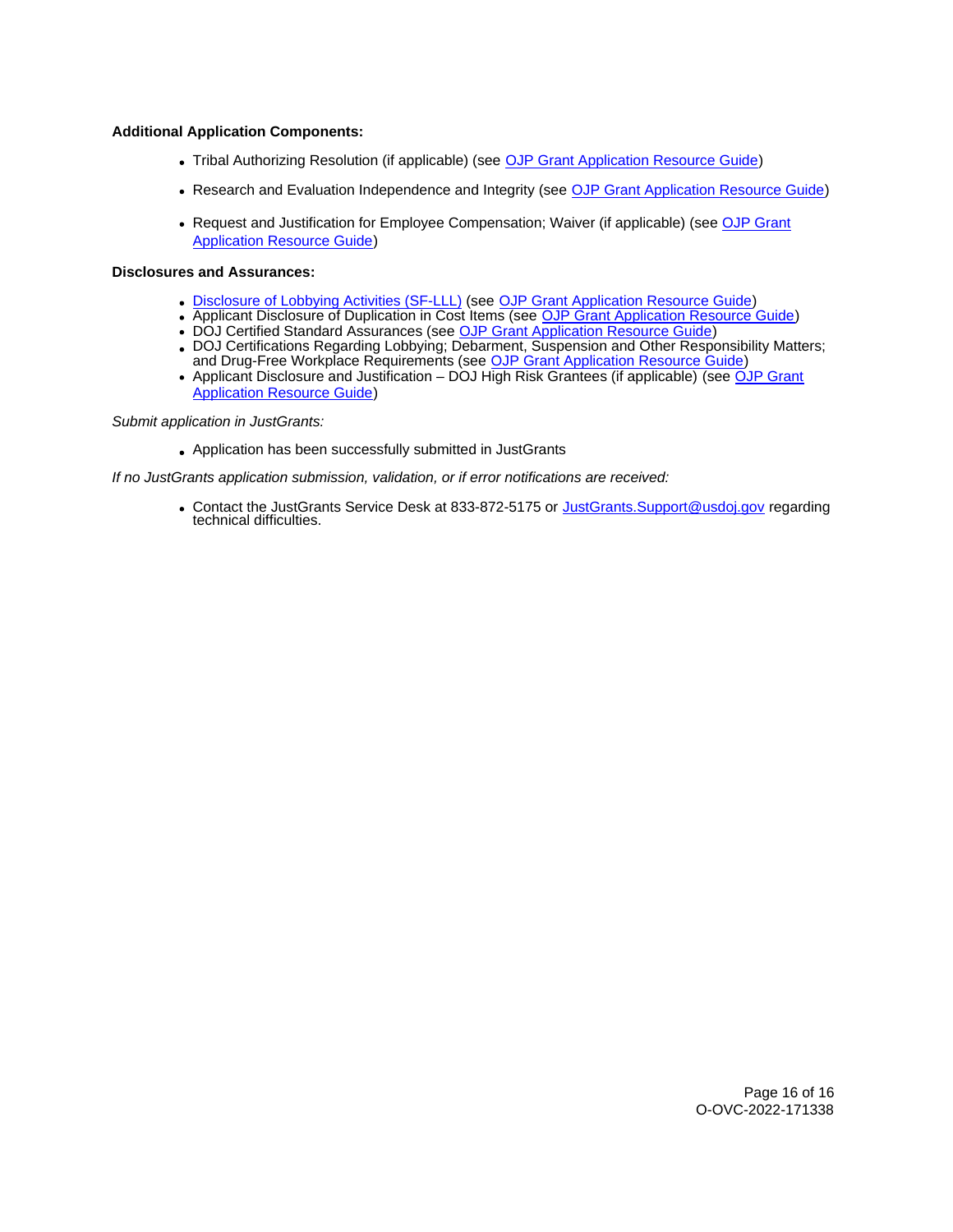**Additional Application Components:**

- Tribal Authorizing Resolution (if applicable) (see OJP Grant Application Resource Guide)
- Research and Evaluation Independence and Integrity (see OJP Grant Application Resource Guide)
- Request and Justification for Employee Compensation; Waiver (if applicable) (see OJP Grant Application Resource Guide)

**Disclosures and Assurances:**

- Disclosure of Lobbying Activities (SF-LLL) (see OJP Grant Application Resource Guide)
- Applicant Disclosure of Duplication in Cost Items (see OJP Grant Application Resource Guide)
- DOJ Certified Standard Assurances (see OJP Grant Application Resource Guide)
- DOJ Certifications Regarding Lobbying; Debarment, Suspension and Other Responsibility Matters; and Drug-Free Workplace Requirements (see OJP Grant Application Resource Guide)
- Applicant Disclosure and Justification – DOJ High Risk Grantees (if applicable) (see OJP Grant Application Resource Guide)

*Submit application in JustGrants:*

- Application has been successfully submitted in JustGrants

*If no JustGrants application submission, validation, or if error notifications are received:*

- Contact the JustGrants Service Desk at 833-872-5175 or JustGrants.Support@usdoj.gov regarding technical difficulties.